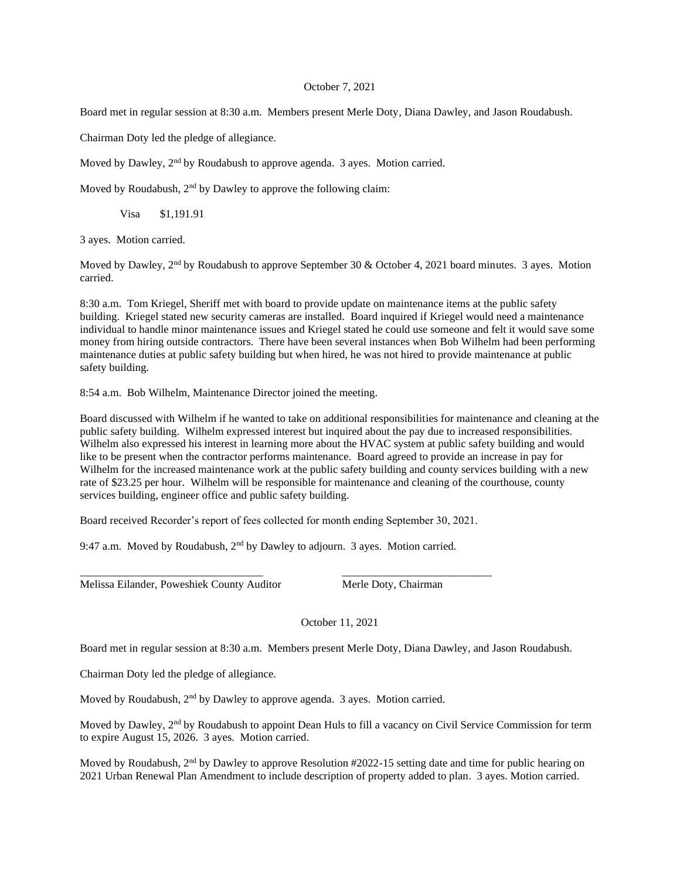October 7, 2021

Board met in regular session at 8:30 a.m. Members present Merle Doty, Diana Dawley, and Jason Roudabush.

Chairman Doty led the pledge of allegiance.

Moved by Dawley, 2nd by Roudabush to approve agenda. 3 ayes. Motion carried.

Moved by Roudabush, 2nd by Dawley to approve the following claim:

Visa $1,191.91

3 ayes. Motion carried.

Moved by Dawley, 2nd by Roudabush to approve September 30 & October 4, 2021 board minutes. 3 ayes. Motion carried.

8:30 a.m. Tom Kriegel, Sheriff met with board to provide update on maintenance items at the public safety building. Kriegel stated new security cameras are installed. Board inquired if Kriegel would need a maintenance individual to handle minor maintenance issues and Kriegel stated he could use someone and felt it would save some money from hiring outside contractors. There have been several instances when Bob Wilhelm had been performing maintenance duties at public safety building but when hired, he was not hired to provide maintenance at public safety building.

8:54 a.m. Bob Wilhelm, Maintenance Director joined the meeting.

Board discussed with Wilhelm if he wanted to take on additional responsibilities for maintenance and cleaning at the public safety building. Wilhelm expressed interest but inquired about the pay due to increased responsibilities. Wilhelm also expressed his interest in learning more about the HVAC system at public safety building and would like to be present when the contractor performs maintenance. Board agreed to provide an increase in pay for Wilhelm for the increased maintenance work at the public safety building and county services building with a new rate of $23.25 per hour. Wilhelm will be responsible for maintenance and cleaning of the courthouse, county services building, engineer office and public safety building.

Board received Recorder's report of fees collected for month ending September 30, 2021.

9:47 a.m. Moved by Roudabush, 2nd by Dawley to adjourn. 3 ayes. Motion carried.

\_\_\_\_\_\_\_\_\_\_\_\_\_\_\_\_\_\_\_\_\_\_\_\_\_\_\_\_\_\_\_\_\_ \_\_\_\_\_\_\_\_\_\_\_\_\_\_\_\_\_\_\_\_\_\_\_\_\_\_\_

Melissa Eilander, Poweshiek County Auditor Merle Doty, Chairman

October 11, 2021

Board met in regular session at 8:30 a.m. Members present Merle Doty, Diana Dawley, and Jason Roudabush.

Chairman Doty led the pledge of allegiance.

Moved by Roudabush, 2nd by Dawley to approve agenda. 3 ayes. Motion carried.

Moved by Dawley, 2nd by Roudabush to appoint Dean Huls to fill a vacancy on Civil Service Commission for term to expire August 15, 2026. 3 ayes. Motion carried.

Moved by Roudabush, 2nd by Dawley to approve Resolution #2022-15 setting date and time for public hearing on 2021 Urban Renewal Plan Amendment to include description of property added to plan. 3 ayes. Motion carried.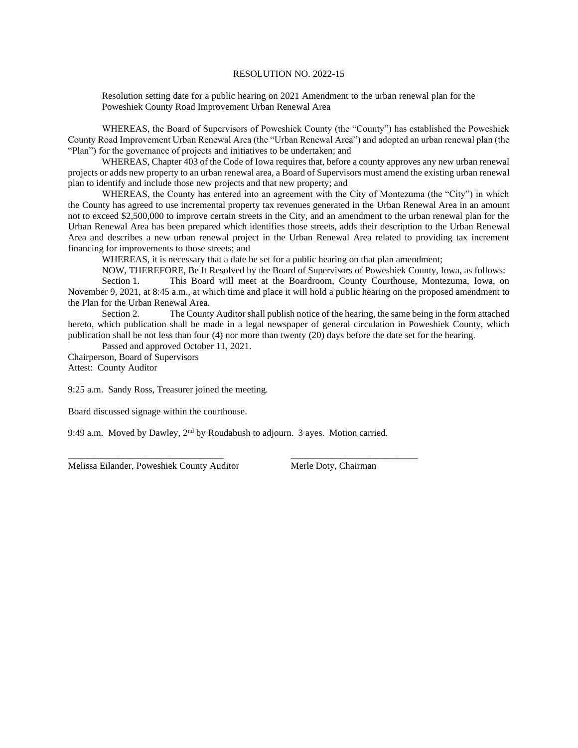RESOLUTION NO. 2022-15

Resolution setting date for a public hearing on 2021 Amendment to the urban renewal plan for the Poweshiek County Road Improvement Urban Renewal Area

WHEREAS, the Board of Supervisors of Poweshiek County (the "County") has established the Poweshiek County Road Improvement Urban Renewal Area (the "Urban Renewal Area") and adopted an urban renewal plan (the "Plan") for the governance of projects and initiatives to be undertaken; and

WHEREAS, Chapter 403 of the Code of Iowa requires that, before a county approves any new urban renewal projects or adds new property to an urban renewal area, a Board of Supervisors must amend the existing urban renewal plan to identify and include those new projects and that new property; and

WHEREAS, the County has entered into an agreement with the City of Montezuma (the "City") in which the County has agreed to use incremental property tax revenues generated in the Urban Renewal Area in an amount not to exceed $2,500,000 to improve certain streets in the City, and an amendment to the urban renewal plan for the Urban Renewal Area has been prepared which identifies those streets, adds their description to the Urban Renewal Area and describes a new urban renewal project in the Urban Renewal Area related to providing tax increment financing for improvements to those streets; and

WHEREAS, it is necessary that a date be set for a public hearing on that plan amendment;

NOW, THEREFORE, Be It Resolved by the Board of Supervisors of Poweshiek County, Iowa, as follows:

Section 1. This Board will meet at the Boardroom, County Courthouse, Montezuma, Iowa, on November 9, 2021, at 8:45 a.m., at which time and place it will hold a public hearing on the proposed amendment to the Plan for the Urban Renewal Area.

Section 2. The County Auditor shall publish notice of the hearing, the same being in the form attached hereto, which publication shall be made in a legal newspaper of general circulation in Poweshiek County, which publication shall be not less than four (4) nor more than twenty (20) days before the date set for the hearing.

Passed and approved October 11, 2021.

Chairperson, Board of Supervisors
Attest: County Auditor

9:25 a.m. Sandy Ross, Treasurer joined the meeting.

Board discussed signage within the courthouse.

9:49 a.m. Moved by Dawley, 2nd by Roudabush to adjourn. 3 ayes. Motion carried.

\_\_\_\_\_\_\_\_\_\_\_\_\_\_\_\_\_\_\_\_\_\_\_\_\_\_\_\_\_\_\_\_\_ \_\_\_\_\_\_\_\_\_\_\_\_\_\_\_\_\_\_\_\_\_\_\_\_\_\_\_
Melissa Eilander, Poweshiek County Auditor Merle Doty, Chairman